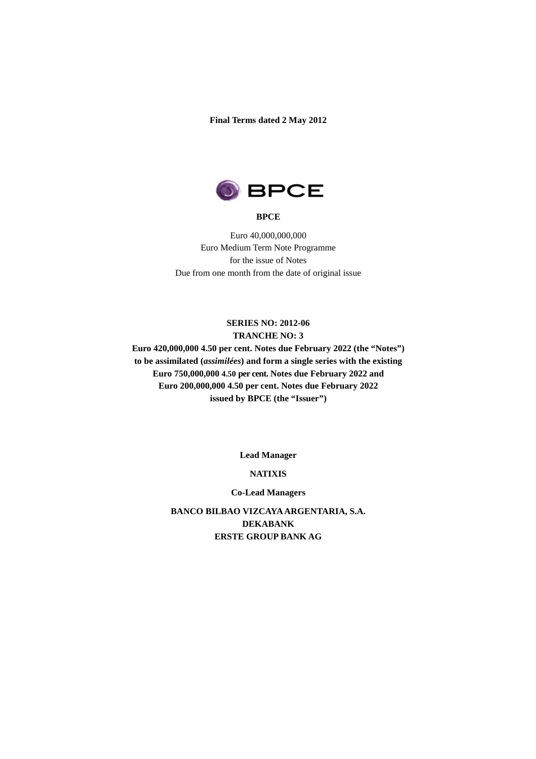**Final Terms dated 2 May 2012**

**BPCE**

Euro 40,000,000,000
Euro Medium Term Note Programme
for the issue of Notes
Due from one month from the date of original issue

**SERIES NO: 2012-06**
**TRANCHE NO: 3**
**Euro 420,000,000 4.50 per cent. Notes due February 2022 (the "Notes") to be assimilated (*assimilées*) and form a single series with the existing Euro 750,000,000 4.50 per cent. Notes due February 2022 and Euro 200,000,000 4.50 per cent. Notes due February 2022 issued by BPCE (the "Issuer")**

**Lead Manager**

**NATIXIS**

**Co-Lead Managers**

**BANCO BILBAO VIZCAYA ARGENTARIA, S.A.**
**DEKABANK**
**ERSTE GROUP BANK AG**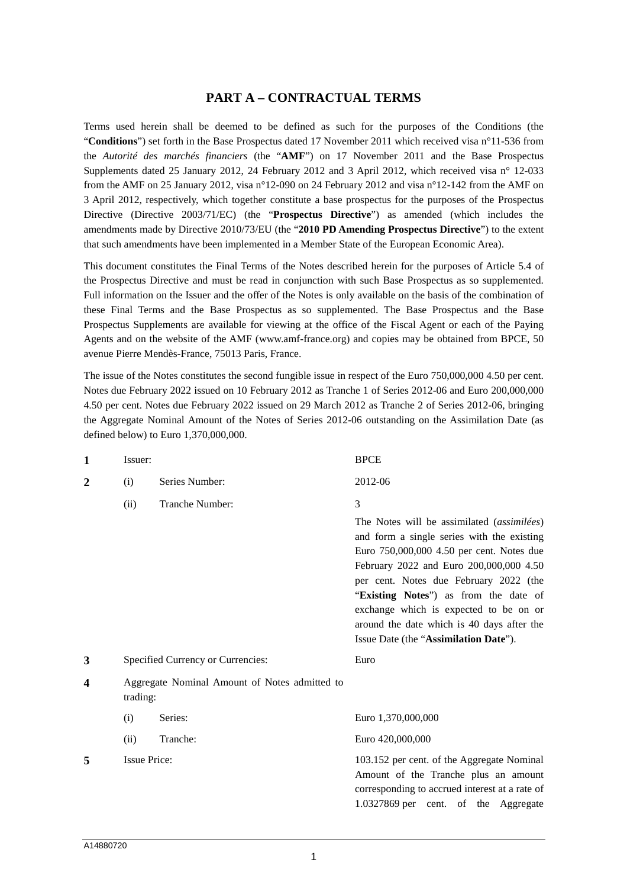# PART A – CONTRACTUAL TERMS

Terms used herein shall be deemed to be defined as such for the purposes of the Conditions (the "**Conditions**") set forth in the Base Prospectus dated 17 November 2011 which received visa n°11-536 from the *Autorité des marchés financiers* (the "**AMF**") on 17 November 2011 and the Base Prospectus Supplements dated 25 January 2012, 24 February 2012 and 3 April 2012, which received visa n° 12-033 from the AMF on 25 January 2012, visa n°12-090 on 24 February 2012 and visa n°12-142 from the AMF on 3 April 2012, respectively, which together constitute a base prospectus for the purposes of the Prospectus Directive (Directive 2003/71/EC) (the "**Prospectus Directive**") as amended (which includes the amendments made by Directive 2010/73/EU (the "**2010 PD Amending Prospectus Directive**") to the extent that such amendments have been implemented in a Member State of the European Economic Area).

This document constitutes the Final Terms of the Notes described herein for the purposes of Article 5.4 of the Prospectus Directive and must be read in conjunction with such Base Prospectus as so supplemented. Full information on the Issuer and the offer of the Notes is only available on the basis of the combination of these Final Terms and the Base Prospectus as so supplemented. The Base Prospectus and the Base Prospectus Supplements are available for viewing at the office of the Fiscal Agent or each of the Paying Agents and on the website of the AMF (www.amf-france.org) and copies may be obtained from BPCE, 50 avenue Pierre Mendès-France, 75013 Paris, France.

The issue of the Notes constitutes the second fungible issue in respect of the Euro 750,000,000 4.50 per cent. Notes due February 2022 issued on 10 February 2012 as Tranche 1 of Series 2012-06 and Euro 200,000,000 4.50 per cent. Notes due February 2022 issued on 29 March 2012 as Tranche 2 of Series 2012-06, bringing the Aggregate Nominal Amount of the Notes of Series 2012-06 outstanding on the Assimilation Date (as defined below) to Euro 1,370,000,000.

| | | | |
|---|---|---|---|
| **1** | Issuer: | | BPCE |
| **2** | (i) | Series Number: | 2012-06 |
| | (ii) | Tranche Number: | 3<br><br>The Notes will be assimilated (*assimilées*) and form a single series with the existing Euro 750,000,000 4.50 per cent. Notes due February 2022 and Euro 200,000,000 4.50 per cent. Notes due February 2022 (the "**Existing Notes**") as from the date of exchange which is expected to be on or around the date which is 40 days after the Issue Date (the "**Assimilation Date**"). |
| **3** | Specified Currency or Currencies: | | Euro |
| **4** | Aggregate Nominal Amount of Notes admitted to trading: | | |
| | (i) | Series: | Euro 1,370,000,000 |
| | (ii) | Tranche: | Euro 420,000,000 |
| **5** | Issue Price: | | 103.152 per cent. of the Aggregate Nominal Amount of the Tranche plus an amount corresponding to accrued interest at a rate of 1.0327869 per cent. of the Aggregate |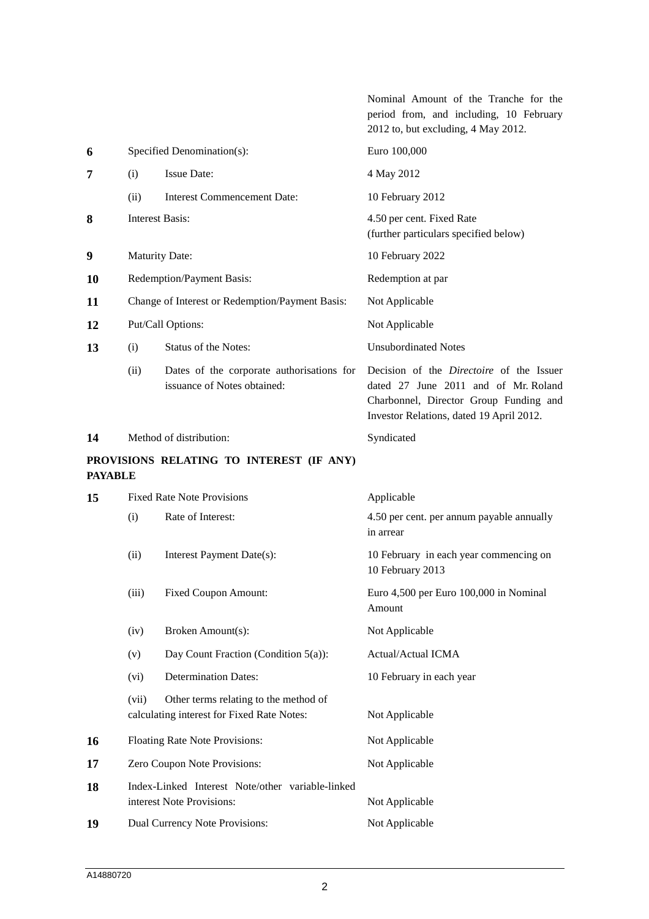| | | | |
|---|---|---|---|
| | | | Nominal Amount of the Tranche for the period from, and including, 10 February 2012 to, but excluding, 4 May 2012. |
| **6** | Specified Denomination(s): | | Euro 100,000 |
| **7** | (i) | Issue Date: | 4 May 2012 |
| | (ii) | Interest Commencement Date: | 10 February 2012 |
| **8** | Interest Basis: | | 4.50 per cent. Fixed Rate (further particulars specified below) |
| **9** | Maturity Date: | | 10 February 2022 |
| **10** | Redemption/Payment Basis: | | Redemption at par |
| **11** | Change of Interest or Redemption/Payment Basis: | | Not Applicable |
| **12** | Put/Call Options: | | Not Applicable |
| **13** | (i) | Status of the Notes: | Unsubordinated Notes |
| | (ii) | Dates of the corporate authorisations for issuance of Notes obtained: | Decision of the *Directoire* of the Issuer dated 27 June 2011 and of Mr. Roland Charbonnel, Director Group Funding and Investor Relations, dated 19 April 2012. |
| **14** | Method of distribution: | | Syndicated |

**PROVISIONS RELATING TO INTEREST (IF ANY) PAYABLE**

| | | | |
|---|---|---|---|
| **15** | Fixed Rate Note Provisions | | Applicable |
| | (i) | Rate of Interest: | 4.50 per cent. per annum payable annually in arrear |
| | (ii) | Interest Payment Date(s): | 10 February in each year commencing on 10 February 2013 |
| | (iii) | Fixed Coupon Amount: | Euro 4,500 per Euro 100,000 in Nominal Amount |
| | (iv) | Broken Amount(s): | Not Applicable |
| | (v) | Day Count Fraction (Condition 5(a)): | Actual/Actual ICMA |
| | (vi) | Determination Dates: | 10 February in each year |
| | (vii) | Other terms relating to the method of calculating interest for Fixed Rate Notes: | Not Applicable |
| **16** | Floating Rate Note Provisions: | | Not Applicable |
| **17** | Zero Coupon Note Provisions: | | Not Applicable |
| **18** | Index-Linked Interest Note/other variable-linked interest Note Provisions: | | Not Applicable |
| **19** | Dual Currency Note Provisions: | | Not Applicable |

A14880720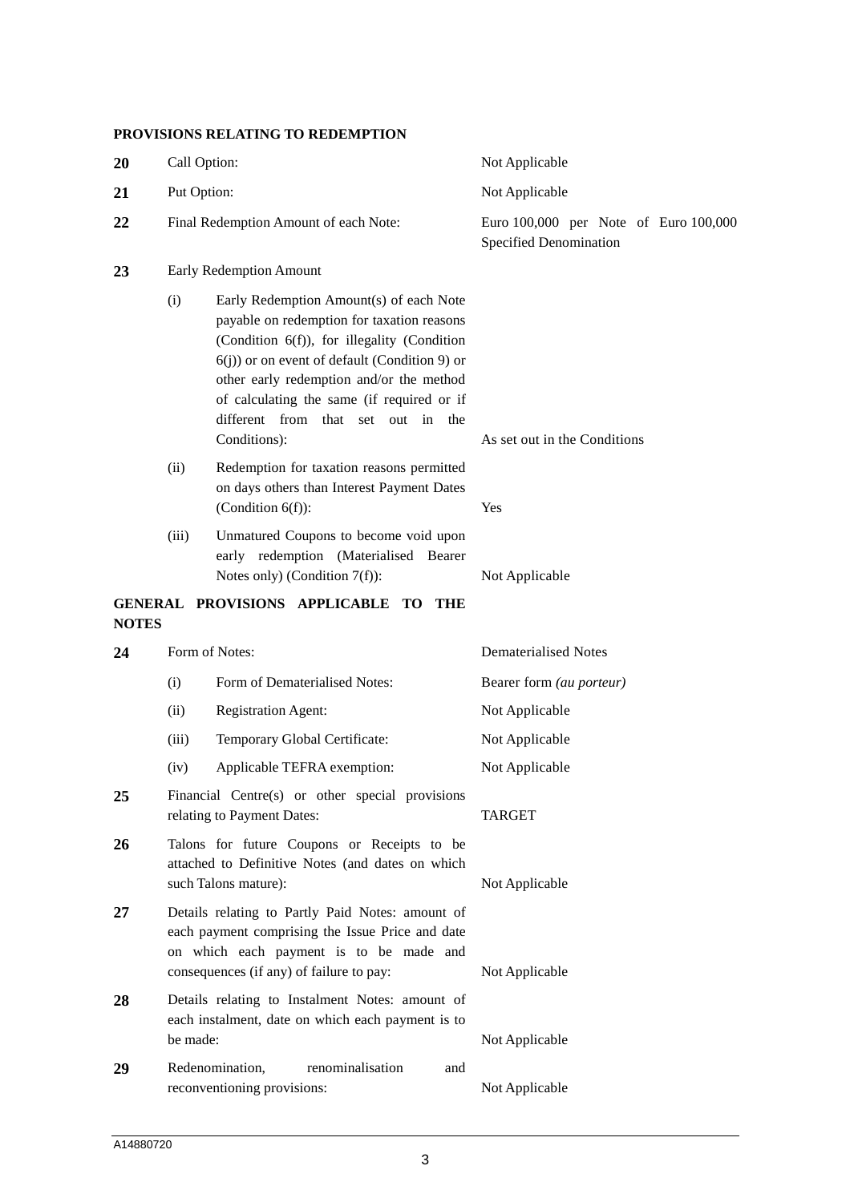## PROVISIONS RELATING TO REDEMPTION

| | | | |
|---|---|---|---|
| **20** | Call Option: | | Not Applicable |
| **21** | Put Option: | | Not Applicable |
| **22** | Final Redemption Amount of each Note: | | Euro 100,000 per Note of Euro 100,000 Specified Denomination |
| **23** | Early Redemption Amount | | |
| | (i) | Early Redemption Amount(s) of each Note payable on redemption for taxation reasons (Condition 6(f)), for illegality (Condition 6(j)) or on event of default (Condition 9) or other early redemption and/or the method of calculating the same (if required or if different from that set out in the Conditions): | As set out in the Conditions |
| | (ii) | Redemption for taxation reasons permitted on days others than Interest Payment Dates (Condition 6(f)): | Yes |
| | (iii) | Unmatured Coupons to become void upon early redemption (Materialised Bearer Notes only) (Condition 7(f)): | Not Applicable |

## GENERAL PROVISIONS APPLICABLE TO THE NOTES

| | | | |
|---|---|---|---|
| **24** | Form of Notes: | | Dematerialised Notes |
| | (i) | Form of Dematerialised Notes: | Bearer form *(au porteur)* |
| | (ii) | Registration Agent: | Not Applicable |
| | (iii) | Temporary Global Certificate: | Not Applicable |
| | (iv) | Applicable TEFRA exemption: | Not Applicable |
| **25** | Financial Centre(s) or other special provisions relating to Payment Dates: | | TARGET |
| **26** | Talons for future Coupons or Receipts to be attached to Definitive Notes (and dates on which such Talons mature): | | Not Applicable |
| **27** | Details relating to Partly Paid Notes: amount of each payment comprising the Issue Price and date on which each payment is to be made and consequences (if any) of failure to pay: | | Not Applicable |
| **28** | Details relating to Instalment Notes: amount of each instalment, date on which each payment is to be made: | | Not Applicable |
| **29** | Redenomination, renominalisation and reconventioning provisions: | | Not Applicable |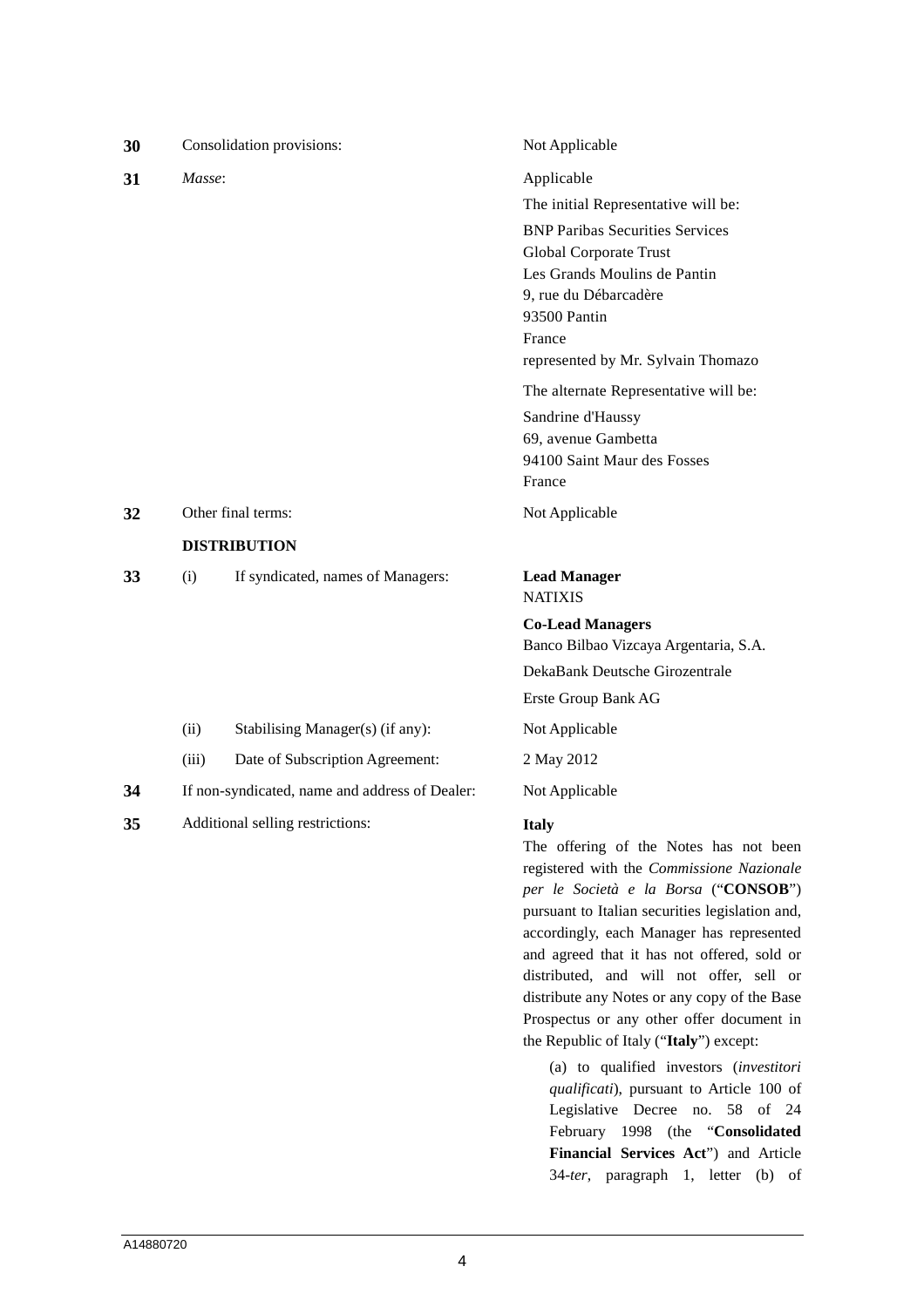| | | |
|---|---|---|
| **30** | Consolidation provisions: | Not Applicable |
| **31** | *Masse*: | Applicable<br><br>The initial Representative will be:<br><br>BNP Paribas Securities Services<br>Global Corporate Trust<br>Les Grands Moulins de Pantin<br>9, rue du Débarcadère<br>93500 Pantin<br>France<br>represented by Mr. Sylvain Thomazo<br><br>The alternate Representative will be:<br><br>Sandrine d'Haussy<br>69, avenue Gambetta<br>94100 Saint Maur des Fosses<br>France |
| **32** | Other final terms: | Not Applicable |

**DISTRIBUTION**

| | | |
|---|---|---|
| **33** | (i) If syndicated, names of Managers: | **Lead Manager**<br>NATIXIS<br><br>**Co-Lead Managers**<br>Banco Bilbao Vizcaya Argentaria, S.A.<br><br>DekaBank Deutsche Girozentrale<br><br>Erste Group Bank AG |
| | (ii) Stabilising Manager(s) (if any): | Not Applicable |
| | (iii) Date of Subscription Agreement: | 2 May 2012 |
| **34** | If non-syndicated, name and address of Dealer: | Not Applicable |
| **35** | Additional selling restrictions: | **Italy**<br>The offering of the Notes has not been registered with the *Commissione Nazionale per le Società e la Borsa* ("**CONSOB**") pursuant to Italian securities legislation and, accordingly, each Manager has represented and agreed that it has not offered, sold or distributed, and will not offer, sell or distribute any Notes or any copy of the Base Prospectus or any other offer document in the Republic of Italy ("**Italy**") except:<br><br>(a) to qualified investors (*investitori qualificati*), pursuant to Article 100 of Legislative Decree no. 58 of 24 February 1998 (the "**Consolidated Financial Services Act**") and Article 34-*ter*, paragraph 1, letter (b) of |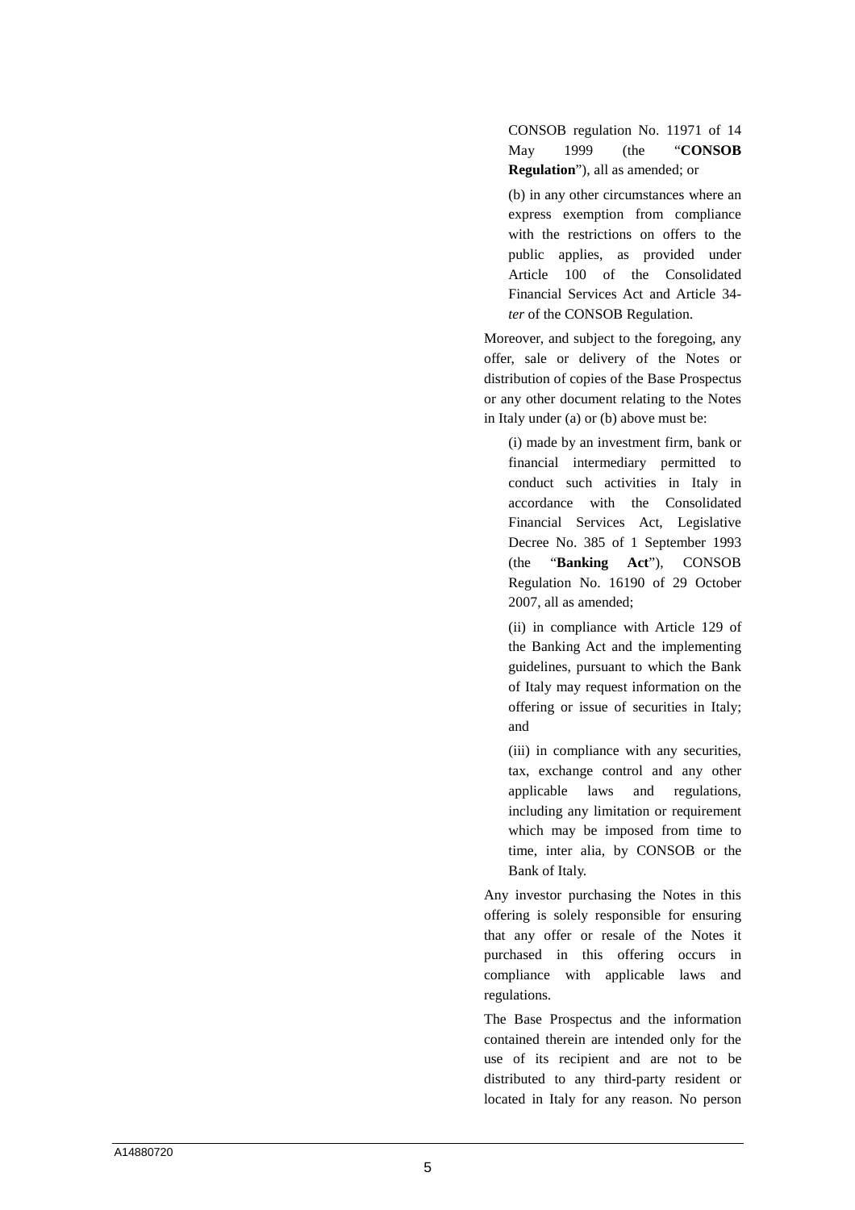CONSOB regulation No. 11971 of 14 May 1999 (the "**CONSOB Regulation**"), all as amended; or

(b) in any other circumstances where an express exemption from compliance with the restrictions on offers to the public applies, as provided under Article 100 of the Consolidated Financial Services Act and Article 34-*ter* of the CONSOB Regulation.

Moreover, and subject to the foregoing, any offer, sale or delivery of the Notes or distribution of copies of the Base Prospectus or any other document relating to the Notes in Italy under (a) or (b) above must be:

(i) made by an investment firm, bank or financial intermediary permitted to conduct such activities in Italy in accordance with the Consolidated Financial Services Act, Legislative Decree No. 385 of 1 September 1993 (the "**Banking Act**"), CONSOB Regulation No. 16190 of 29 October 2007, all as amended;

(ii) in compliance with Article 129 of the Banking Act and the implementing guidelines, pursuant to which the Bank of Italy may request information on the offering or issue of securities in Italy; and

(iii) in compliance with any securities, tax, exchange control and any other applicable laws and regulations, including any limitation or requirement which may be imposed from time to time, inter alia, by CONSOB or the Bank of Italy.

Any investor purchasing the Notes in this offering is solely responsible for ensuring that any offer or resale of the Notes it purchased in this offering occurs in compliance with applicable laws and regulations.

The Base Prospectus and the information contained therein are intended only for the use of its recipient and are not to be distributed to any third-party resident or located in Italy for any reason. No person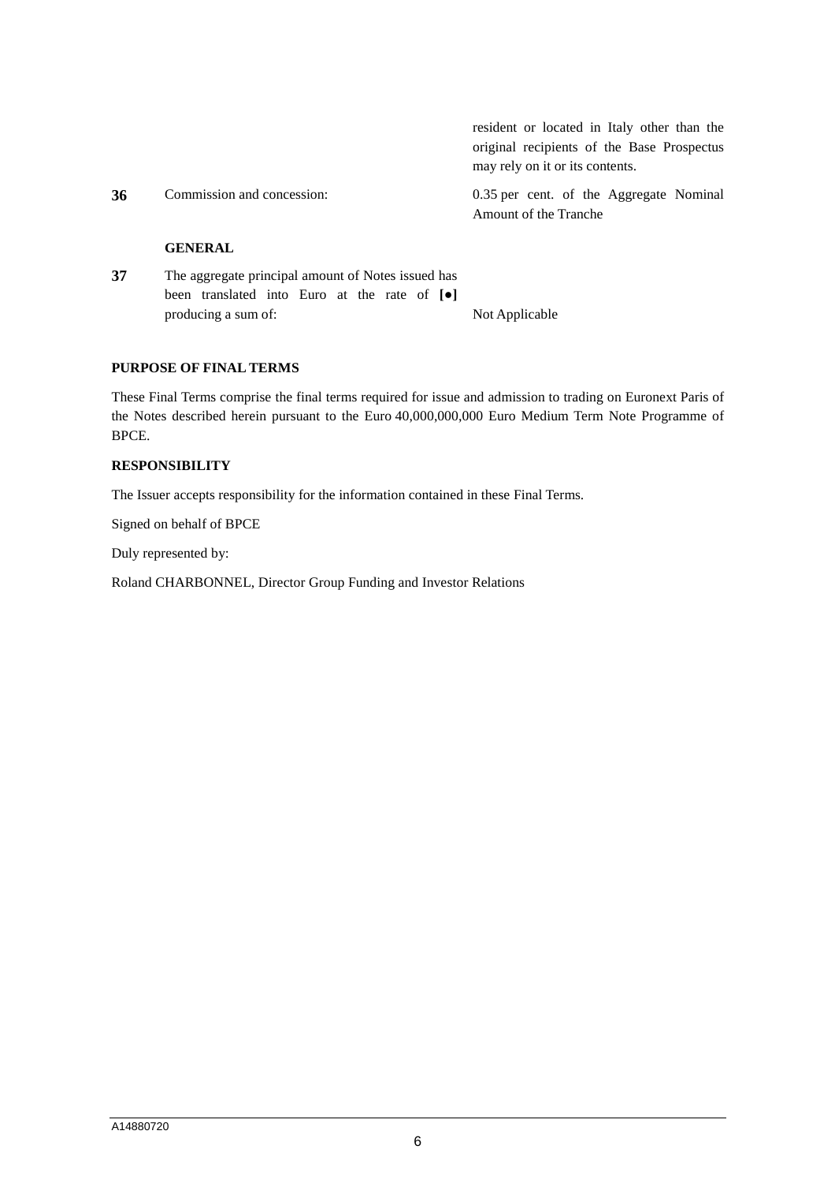| | | |
|---|---|---|
| | | resident or located in Italy other than the original recipients of the Base Prospectus may rely on it or its contents. |
| **36** | Commission and concession: | 0.35 per cent. of the Aggregate Nominal Amount of the Tranche |
| | **GENERAL** | |
| **37** | The aggregate principal amount of Notes issued has been translated into Euro at the rate of **[●]** producing a sum of: | Not Applicable |

**PURPOSE OF FINAL TERMS**

These Final Terms comprise the final terms required for issue and admission to trading on Euronext Paris of the Notes described herein pursuant to the Euro 40,000,000,000 Euro Medium Term Note Programme of BPCE.

**RESPONSIBILITY**

The Issuer accepts responsibility for the information contained in these Final Terms.

Signed on behalf of BPCE

Duly represented by:

Roland CHARBONNEL, Director Group Funding and Investor Relations

A14880720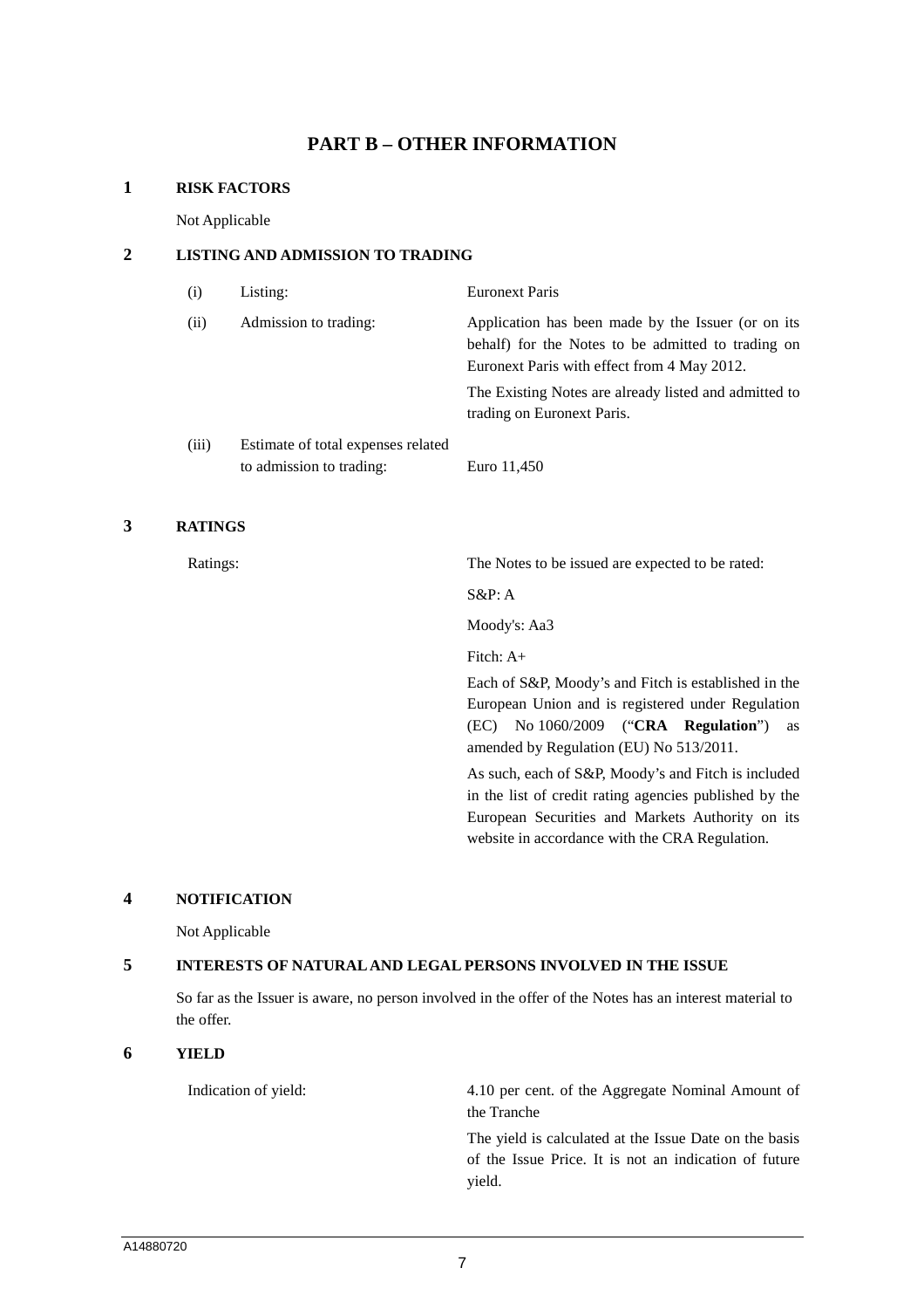# PART B – OTHER INFORMATION

## 1 RISK FACTORS

Not Applicable

## 2 LISTING AND ADMISSION TO TRADING

| | | |
|---|---|---|
| (i) | Listing: | Euronext Paris |
| (ii) | Admission to trading: | Application has been made by the Issuer (or on its behalf) for the Notes to be admitted to trading on Euronext Paris with effect from 4 May 2012. The Existing Notes are already listed and admitted to trading on Euronext Paris. |
| (iii) | Estimate of total expenses related to admission to trading: | Euro 11,450 |

## 3 RATINGS

Ratings: The Notes to be issued are expected to be rated:

S&P: A

Moody's: Aa3

Fitch: A+

Each of S&P, Moody's and Fitch is established in the European Union and is registered under Regulation (EC) No 1060/2009 ("**CRA Regulation**") as amended by Regulation (EU) No 513/2011.

As such, each of S&P, Moody's and Fitch is included in the list of credit rating agencies published by the European Securities and Markets Authority on its website in accordance with the CRA Regulation.

## 4 NOTIFICATION

Not Applicable

## 5 INTERESTS OF NATURAL AND LEGAL PERSONS INVOLVED IN THE ISSUE

So far as the Issuer is aware, no person involved in the offer of the Notes has an interest material to the offer.

## 6 YIELD

Indication of yield: 4.10 per cent. of the Aggregate Nominal Amount of the Tranche

The yield is calculated at the Issue Date on the basis of the Issue Price. It is not an indication of future yield.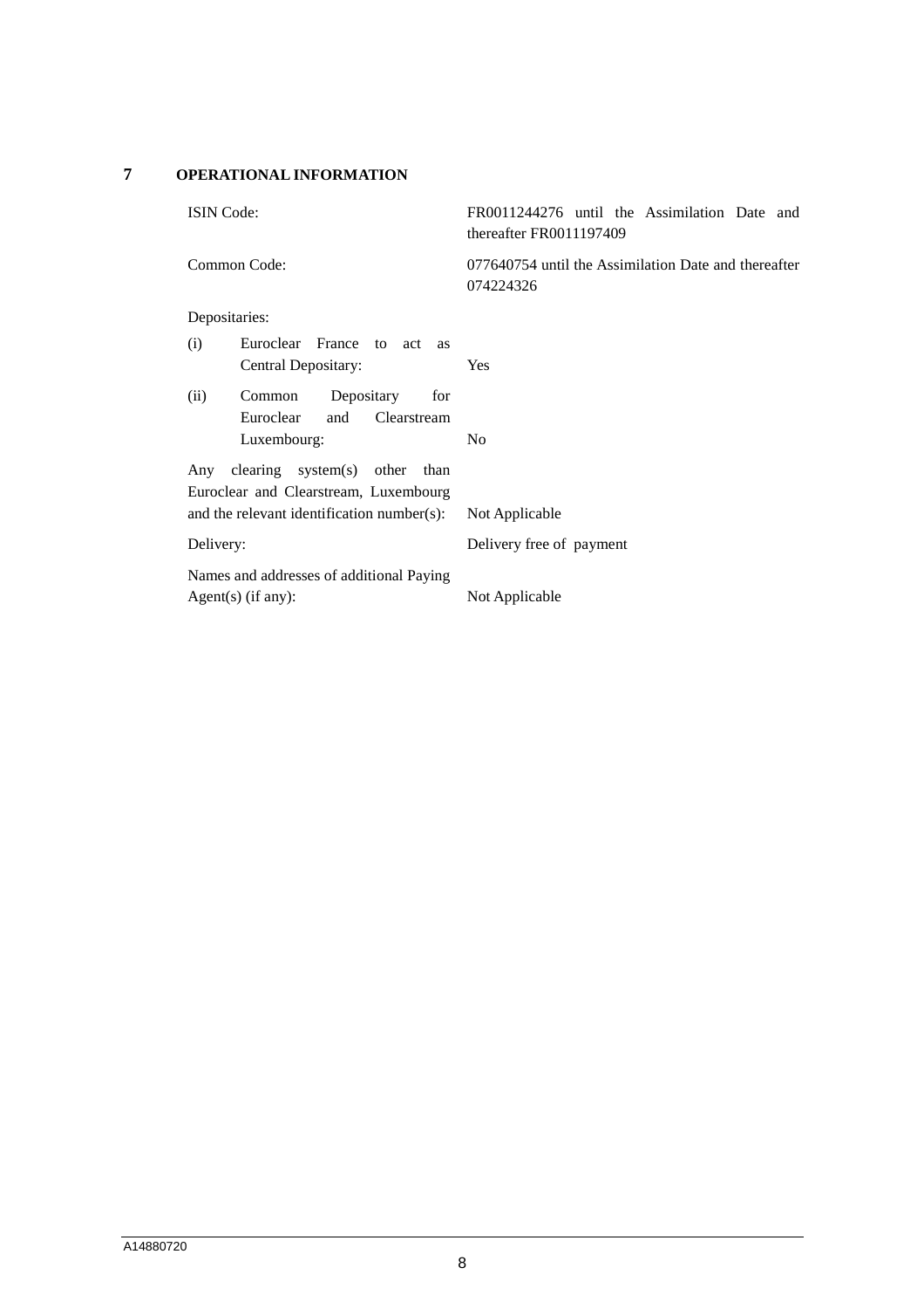## 7 OPERATIONAL INFORMATION

| | |
|---|---|
| ISIN Code: | FR0011244276 until the Assimilation Date and thereafter FR0011197409 |
| Common Code: | 077640754 until the Assimilation Date and thereafter 074224326 |
| Depositaries: | |
| (i) Euroclear France to act as Central Depositary: | Yes |
| (ii) Common Depositary for Euroclear and Clearstream Luxembourg: | No |
| Any clearing system(s) other than Euroclear and Clearstream, Luxembourg and the relevant identification number(s): | Not Applicable |
| Delivery: | Delivery free of payment |
| Names and addresses of additional Paying Agent(s) (if any): | Not Applicable |